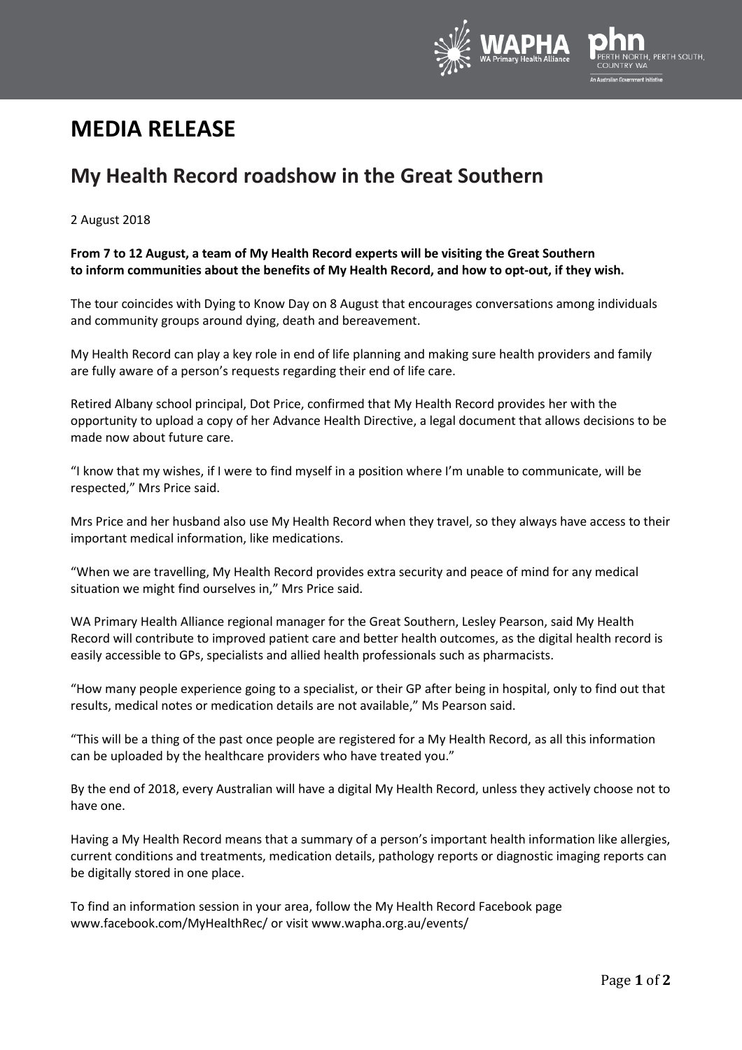# MEDIA RELEASE

## My Health Record roadshow in the Great Southern

2 August 2018

**From 7 to 12 August, a team of My Health Record experts will be visiting the Great Southern to inform communities about the benefits of My Health Record, and how to opt-out, if they wish.**

The tour coincides with Dying to Know Day on 8 August that encourages conversations among individuals and community groups around dying, death and bereavement.

My Health Record can play a key role in end of life planning and making sure health providers and family are fully aware of a person's requests regarding their end of life care.

Retired Albany school principal, Dot Price, confirmed that My Health Record provides her with the opportunity to upload a copy of her Advance Health Directive, a legal document that allows decisions to be made now about future care.

"I know that my wishes, if I were to find myself in a position where I'm unable to communicate, will be respected," Mrs Price said.

Mrs Price and her husband also use My Health Record when they travel, so they always have access to their important medical information, like medications.

"When we are travelling, My Health Record provides extra security and peace of mind for any medical situation we might find ourselves in," Mrs Price said.

WA Primary Health Alliance regional manager for the Great Southern, Lesley Pearson, said My Health Record will contribute to improved patient care and better health outcomes, as the digital health record is easily accessible to GPs, specialists and allied health professionals such as pharmacists.

"How many people experience going to a specialist, or their GP after being in hospital, only to find out that results, medical notes or medication details are not available," Ms Pearson said.

"This will be a thing of the past once people are registered for a My Health Record, as all this information can be uploaded by the healthcare providers who have treated you."

By the end of 2018, every Australian will have a digital My Health Record, unless they actively choose not to have one.

Having a My Health Record means that a summary of a person's important health information like allergies, current conditions and treatments, medication details, pathology reports or diagnostic imaging reports can be digitally stored in one place.

To find an information session in your area, follow the My Health Record Facebook page www.facebook.com/MyHealthRec/ or visit www.wapha.org.au/events/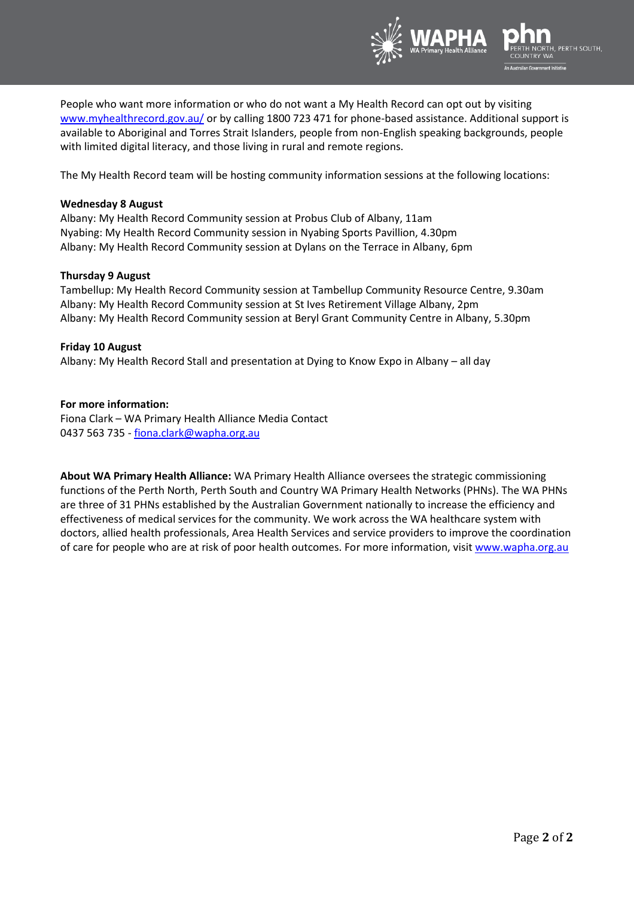People who want more information or who do not want a My Health Record can opt out by visiting [www.myhealthrecord.gov.au/](http://www.myhealthrecord.gov.au/) or by calling 1800 723 471 for phone-based assistance. Additional support is available to Aboriginal and Torres Strait Islanders, people from non-English speaking backgrounds, people with limited digital literacy, and those living in rural and remote regions.

The My Health Record team will be hosting community information sessions at the following locations:

**Wednesday 8 August**
Albany: My Health Record Community session at Probus Club of Albany, 11am
Nyabing: My Health Record Community session in Nyabing Sports Pavillion, 4.30pm
Albany: My Health Record Community session at Dylans on the Terrace in Albany, 6pm

**Thursday 9 August**
Tambellup: My Health Record Community session at Tambellup Community Resource Centre, 9.30am
Albany: My Health Record Community session at St Ives Retirement Village Albany, 2pm
Albany: My Health Record Community session at Beryl Grant Community Centre in Albany, 5.30pm

**Friday 10 August**
Albany: My Health Record Stall and presentation at Dying to Know Expo in Albany – all day

**For more information:**
Fiona Clark – WA Primary Health Alliance Media Contact
0437 563 735 - [fiona.clark@wapha.org.au](mailto:fiona.clark@wapha.org.au)

**About WA Primary Health Alliance:** WA Primary Health Alliance oversees the strategic commissioning functions of the Perth North, Perth South and Country WA Primary Health Networks (PHNs). The WA PHNs are three of 31 PHNs established by the Australian Government nationally to increase the efficiency and effectiveness of medical services for the community. We work across the WA healthcare system with doctors, allied health professionals, Area Health Services and service providers to improve the coordination of care for people who are at risk of poor health outcomes. For more information, visit [www.wapha.org.au](http://www.wapha.org.au)